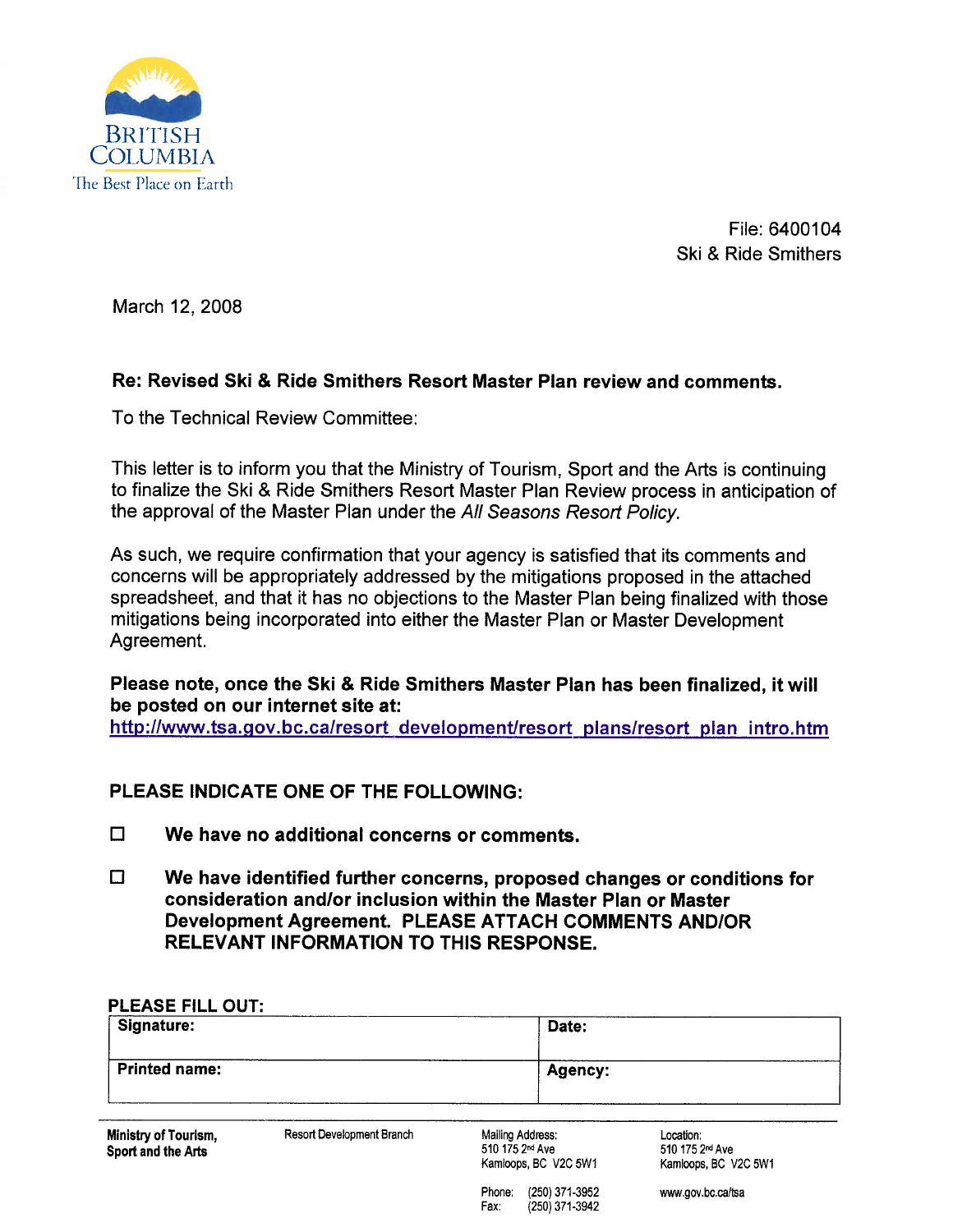BRITISH COLUMBIA
The Best Place on Earth

File: 6400104
Ski & Ride Smithers

March 12, 2008

**Re: Revised Ski & Ride Smithers Resort Master Plan review and comments.**

To the Technical Review Committee:

This letter is to inform you that the Ministry of Tourism, Sport and the Arts is continuing to finalize the Ski & Ride Smithers Resort Master Plan Review process in anticipation of the approval of the Master Plan under the *All Seasons Resort Policy*.

As such, we require confirmation that your agency is satisfied that its comments and concerns will be appropriately addressed by the mitigations proposed in the attached spreadsheet, and that it has no objections to the Master Plan being finalized with those mitigations being incorporated into either the Master Plan or Master Development Agreement.

**Please note, once the Ski & Ride Smithers Master Plan has been finalized, it will be posted on our internet site at:**
http://www.tsa.gov.bc.ca/resort_development/resort_plans/resort_plan_intro.htm

**PLEASE INDICATE ONE OF THE FOLLOWING:**

☐ **We have no additional concerns or comments.**

☐ **We have identified further concerns, proposed changes or conditions for consideration and/or inclusion within the Master Plan or Master Development Agreement. PLEASE ATTACH COMMENTS AND/OR RELEVANT INFORMATION TO THIS RESPONSE.**

**PLEASE FILL OUT:**

| **Signature:** | **Date:** |
|---|---|
| **Printed name:** | **Agency:** |

**Ministry of Tourism, Sport and the Arts** — Resort Development Branch

Mailing Address:
510 175 2nd Ave
Kamloops, BC V2C 5W1

Phone: (250) 371-3952
Fax: (250) 371-3942

Location:
510 175 2nd Ave
Kamloops, BC V2C 5W1

www.gov.bc.ca/tsa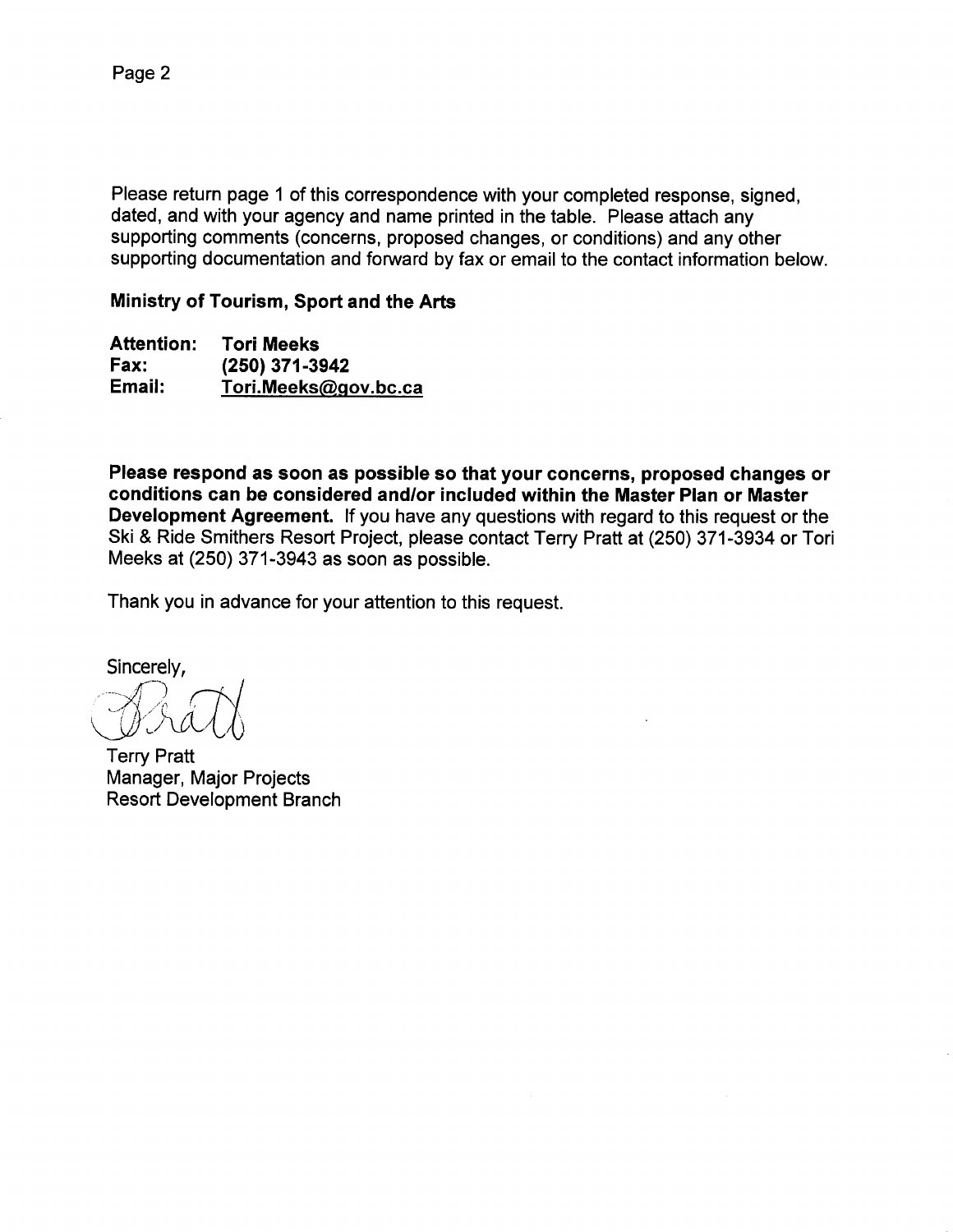Please return page 1 of this correspondence with your completed response, signed, dated, and with your agency and name printed in the table. Please attach any supporting comments (concerns, proposed changes, or conditions) and any other supporting documentation and forward by fax or email to the contact information below.

**Ministry of Tourism, Sport and the Arts**

**Attention:** **Tori Meeks**
**Fax:** **(250) 371-3942**
**Email:** **Tori.Meeks@gov.bc.ca**

**Please respond as soon as possible so that your concerns, proposed changes or conditions can be considered and/or included within the Master Plan or Master Development Agreement.** If you have any questions with regard to this request or the Ski & Ride Smithers Resort Project, please contact Terry Pratt at (250) 371-3934 or Tori Meeks at (250) 371-3943 as soon as possible.

Thank you in advance for your attention to this request.

Sincerely,

Terry Pratt
Manager, Major Projects
Resort Development Branch